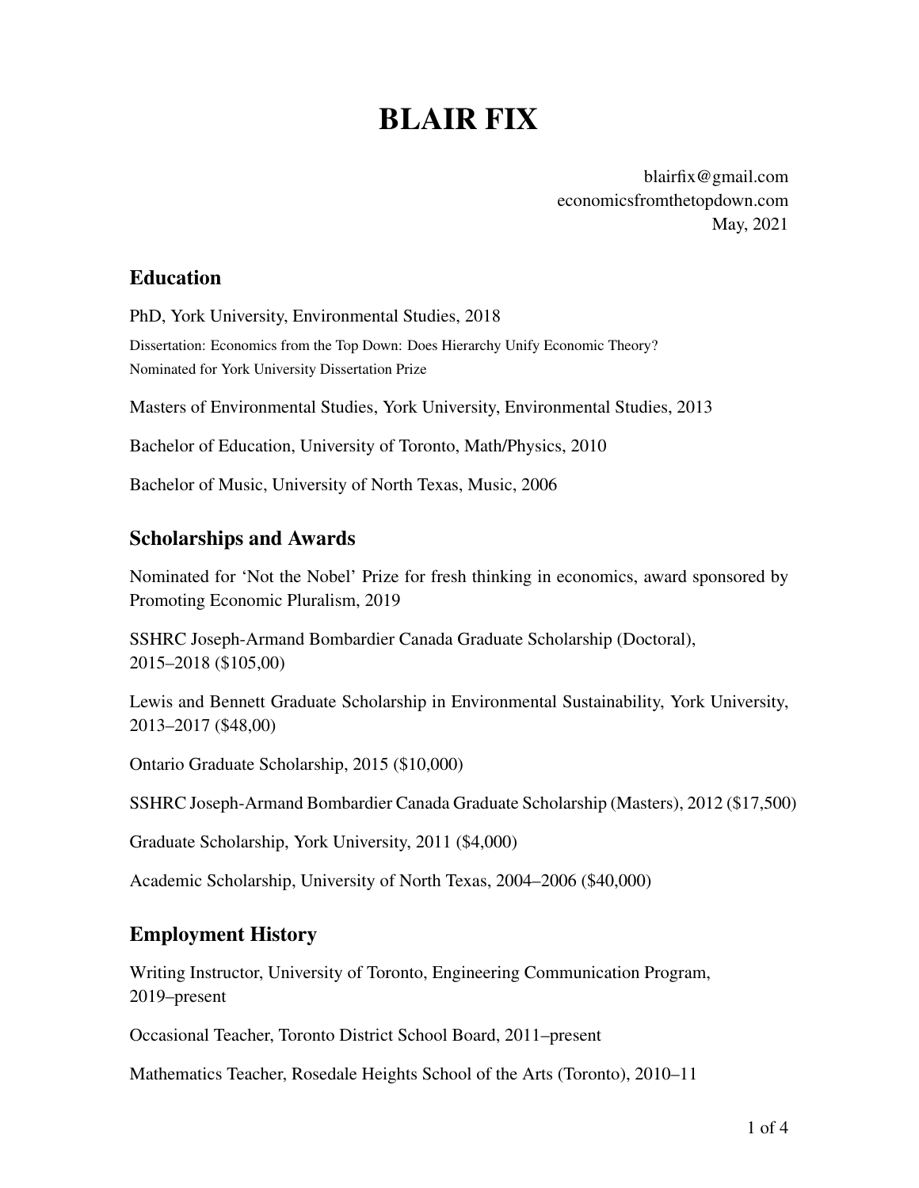# BLAIR FIX

blairfix@gmail.com
economicsfromthetopdown.com
May, 2021

## Education

PhD, York University, Environmental Studies, 2018

Dissertation: Economics from the Top Down: Does Hierarchy Unify Economic Theory?
Nominated for York University Dissertation Prize

Masters of Environmental Studies, York University, Environmental Studies, 2013

Bachelor of Education, University of Toronto, Math/Physics, 2010

Bachelor of Music, University of North Texas, Music, 2006

## Scholarships and Awards

Nominated for 'Not the Nobel' Prize for fresh thinking in economics, award sponsored by Promoting Economic Pluralism, 2019

SSHRC Joseph-Armand Bombardier Canada Graduate Scholarship (Doctoral), 2015–2018 ($105,00)

Lewis and Bennett Graduate Scholarship in Environmental Sustainability, York University, 2013–2017 ($48,00)

Ontario Graduate Scholarship, 2015 ($10,000)

SSHRC Joseph-Armand Bombardier Canada Graduate Scholarship (Masters), 2012 ($17,500)

Graduate Scholarship, York University, 2011 ($4,000)

Academic Scholarship, University of North Texas, 2004–2006 ($40,000)

## Employment History

Writing Instructor, University of Toronto, Engineering Communication Program, 2019–present

Occasional Teacher, Toronto District School Board, 2011–present

Mathematics Teacher, Rosedale Heights School of the Arts (Toronto), 2010–11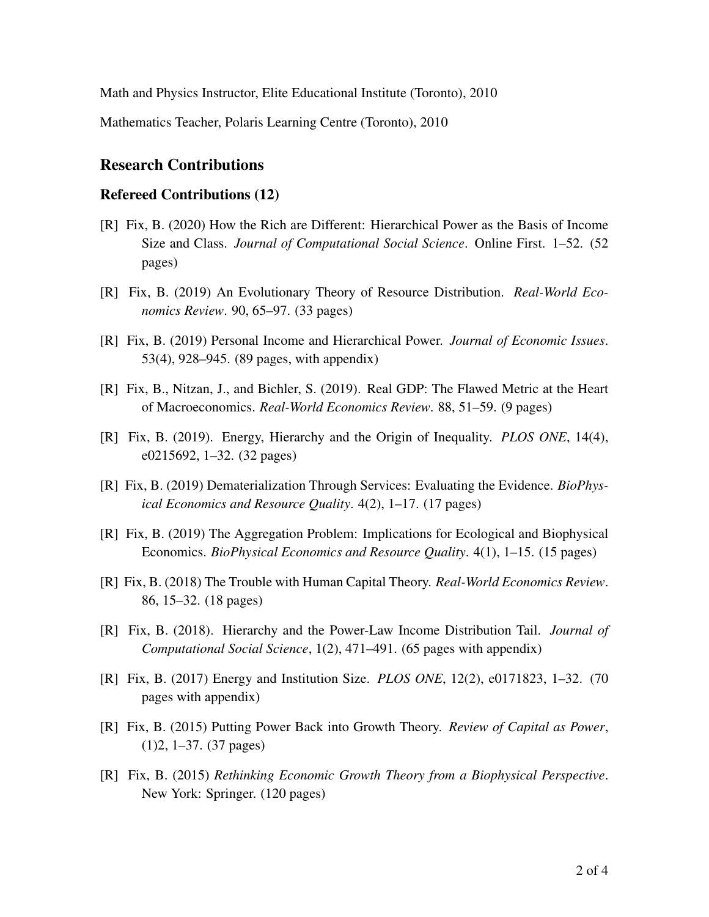Math and Physics Instructor, Elite Educational Institute (Toronto), 2010

Mathematics Teacher, Polaris Learning Centre (Toronto), 2010

## Research Contributions

### Refereed Contributions (12)

[R] Fix, B. (2020) How the Rich are Different: Hierarchical Power as the Basis of Income Size and Class. *Journal of Computational Social Science*. Online First. 1–52. (52 pages)

[R] Fix, B. (2019) An Evolutionary Theory of Resource Distribution. *Real-World Economics Review*. 90, 65–97. (33 pages)

[R] Fix, B. (2019) Personal Income and Hierarchical Power. *Journal of Economic Issues*. 53(4), 928–945. (89 pages, with appendix)

[R] Fix, B., Nitzan, J., and Bichler, S. (2019). Real GDP: The Flawed Metric at the Heart of Macroeconomics. *Real-World Economics Review*. 88, 51–59. (9 pages)

[R] Fix, B. (2019). Energy, Hierarchy and the Origin of Inequality. *PLOS ONE*, 14(4), e0215692, 1–32. (32 pages)

[R] Fix, B. (2019) Dematerialization Through Services: Evaluating the Evidence. *BioPhysical Economics and Resource Quality*. 4(2), 1–17. (17 pages)

[R] Fix, B. (2019) The Aggregation Problem: Implications for Ecological and Biophysical Economics. *BioPhysical Economics and Resource Quality*. 4(1), 1–15. (15 pages)

[R] Fix, B. (2018) The Trouble with Human Capital Theory. *Real-World Economics Review*. 86, 15–32. (18 pages)

[R] Fix, B. (2018). Hierarchy and the Power-Law Income Distribution Tail. *Journal of Computational Social Science*, 1(2), 471–491. (65 pages with appendix)

[R] Fix, B. (2017) Energy and Institution Size. *PLOS ONE*, 12(2), e0171823, 1–32. (70 pages with appendix)

[R] Fix, B. (2015) Putting Power Back into Growth Theory. *Review of Capital as Power*, (1)2, 1–37. (37 pages)

[R] Fix, B. (2015) *Rethinking Economic Growth Theory from a Biophysical Perspective*. New York: Springer. (120 pages)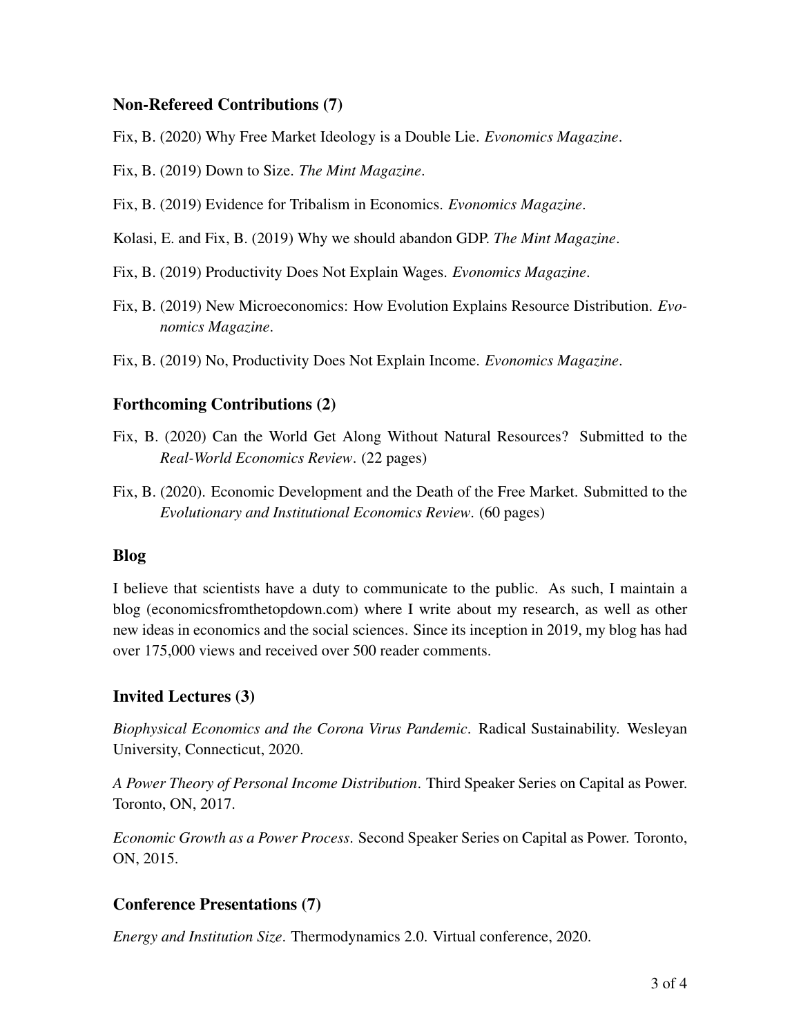### Non-Refereed Contributions (7)

Fix, B. (2020) Why Free Market Ideology is a Double Lie. *Evonomics Magazine*.

Fix, B. (2019) Down to Size. *The Mint Magazine*.

Fix, B. (2019) Evidence for Tribalism in Economics. *Evonomics Magazine*.

Kolasi, E. and Fix, B. (2019) Why we should abandon GDP. *The Mint Magazine*.

Fix, B. (2019) Productivity Does Not Explain Wages. *Evonomics Magazine*.

Fix, B. (2019) New Microeconomics: How Evolution Explains Resource Distribution. *Evonomics Magazine*.

Fix, B. (2019) No, Productivity Does Not Explain Income. *Evonomics Magazine*.

### Forthcoming Contributions (2)

Fix, B. (2020) Can the World Get Along Without Natural Resources? Submitted to the *Real-World Economics Review*. (22 pages)

Fix, B. (2020). Economic Development and the Death of the Free Market. Submitted to the *Evolutionary and Institutional Economics Review*. (60 pages)

### Blog

I believe that scientists have a duty to communicate to the public. As such, I maintain a blog (economicsfromthetopdown.com) where I write about my research, as well as other new ideas in economics and the social sciences. Since its inception in 2019, my blog has had over 175,000 views and received over 500 reader comments.

### Invited Lectures (3)

*Biophysical Economics and the Corona Virus Pandemic*. Radical Sustainability. Wesleyan University, Connecticut, 2020.

*A Power Theory of Personal Income Distribution*. Third Speaker Series on Capital as Power. Toronto, ON, 2017.

*Economic Growth as a Power Process*. Second Speaker Series on Capital as Power. Toronto, ON, 2015.

### Conference Presentations (7)

*Energy and Institution Size*. Thermodynamics 2.0. Virtual conference, 2020.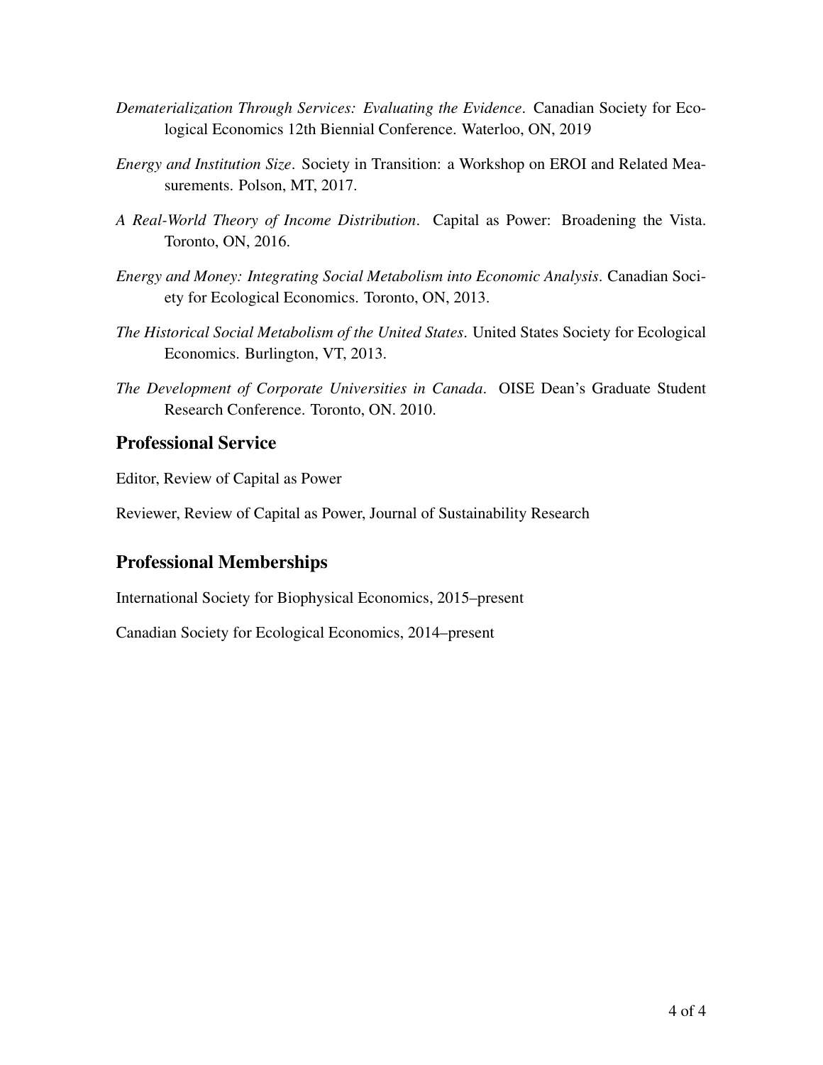*Dematerialization Through Services: Evaluating the Evidence*. Canadian Society for Ecological Economics 12th Biennial Conference. Waterloo, ON, 2019

*Energy and Institution Size*. Society in Transition: a Workshop on EROI and Related Measurements. Polson, MT, 2017.

*A Real-World Theory of Income Distribution*. Capital as Power: Broadening the Vista. Toronto, ON, 2016.

*Energy and Money: Integrating Social Metabolism into Economic Analysis*. Canadian Society for Ecological Economics. Toronto, ON, 2013.

*The Historical Social Metabolism of the United States*. United States Society for Ecological Economics. Burlington, VT, 2013.

*The Development of Corporate Universities in Canada*. OISE Dean's Graduate Student Research Conference. Toronto, ON. 2010.

## Professional Service

Editor, Review of Capital as Power

Reviewer, Review of Capital as Power, Journal of Sustainability Research

## Professional Memberships

International Society for Biophysical Economics, 2015–present

Canadian Society for Ecological Economics, 2014–present